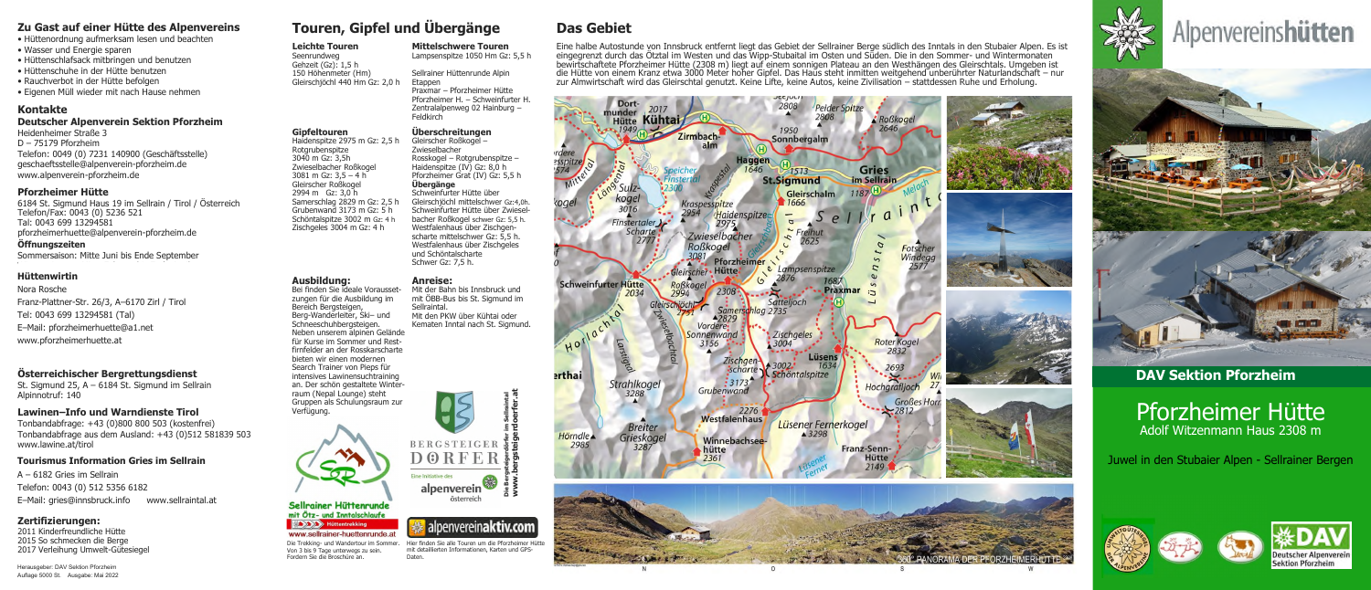## Zu Gast auf einer Hütte des Alpenvereins

- Hüttenordnung aufmerksam lesen und beachten
- Wasser und Energie sparen
- Hüttenschlafsack mitbringen und benutzen
- Hüttenschuhe in der Hütte benutzen
- Rauchverbot in der Hütte befolgen
- Eigenen Müll wieder mit nach Hause nehmen

## Kontakte

### Deutscher Alpenverein Sektion Pforzheim

Heidenheimer Straße 3
D – 75179 Pforzheim
Telefon: 0049 (0) 7231 140900 (Geschäftsstelle)
geschaeftsstelle@alpenverein-pforzheim.de
www.alpenverein-pforzheim.de

### Pforzheimer Hütte

6184 St. Sigmund Haus 19 im Sellrain / Tirol / Österreich
Telefon/Fax: 0043 (0) 5236 521
Tal: 0043 699 13294581
pforzheimerhuette@alpenverein-pforzheim.de

**Öffnungszeiten**
Sommersaison: Mitte Juni bis Ende September

### Hüttenwirtin

Nora Rosche
Franz-Plattner-Str. 26/3, A–6170 Zirl / Tirol
Tel: 0043 699 13294581 (Tal)
E–Mail: pforzheimerhuette@a1.net
www.pforzheimerhuette.at

### Österreichischer Bergrettungsdienst

St. Sigmund 25, A – 6184 St. Sigmund im Sellrain
Alpinnotruf: 140

### Lawinen–Info und Warndienste Tirol

Tonbandabfrage: +43 (0)800 800 503 (kostenfrei)
Tonbandabfrage aus dem Ausland: +43 (0)512 581839 503
www.lawine.at/tirol

### Tourismus Information Gries im Sellrain

A – 6182 Gries im Sellrain
Telefon: 0043 (0) 512 5356 6182
E–Mail: gries@innsbruck.info www.sellraintal.at

### Zertifizierungen:

2011 Kinderfreundliche Hütte
2015 So schmecken die Berge
2017 Verleihung Umwelt-Gütesiegel

Herausgeber: DAV Sektion Pforzheim
Auflage 5000 St. Ausgabe: Mai 2022

## Touren, Gipfel und Übergänge

**Leichte Touren**
Seenrundweg
Gehzeit (Gz): 1,5 h
150 Höhenmeter (Hm)
Gleirschjöchl 440 Hm Gz: 2,0 h

**Gipfeltouren**
Haidenspitze 2975 m Gz: 2,5 h
Rotgrubenspitze
3040 m Gz: 3,5h
Zwieselbacher Roßkogel
3081 m Gz: 3,5 – 4 h
Gleirscher Roßkogel
2994 m Gz: 3,0 h
Samerschlag 2829 m Gz: 2,5 h
Grubenwand 3173 m Gz: 5 h
Schöntalspitze 3002 m Gz: 4 h
Zischgeles 3004 m Gz: 4 h

**Mittelschwere Touren**
Lampsenspitze 1050 Hm Gz: 5,5 h

Sellrainer Hüttenrunde Alpin
Etappen
Praxmar – Pforzheimer Hütte
Pforzheimer H. – Schweinfurter H.
Zentralalpenweg 02 Hainburg – Feldkirch

**Überschreitungen**
Gleirscher Roßkogel – Zwieselbacher
Rosskogel – Rotgrubenspitze – Haidenspitze (IV) Gz: 8,0 h
Pforzheimer Grat (IV) Gz: 5,5 h

**Übergänge**
Schweinfurter Hütte über Gleirschjöchl mittelschwer Gz:4,0h.
Schweinfurter Hütte über Zwieselbacher Roßkogel schwer Gz: 5,5 h.
Westfalenhaus über Zischgenscharte mittelschwer Gz: 5,5 h.
Westfalenhaus über Zischgeles und Schöntalscharte
Schwer Gz: 7,5 h.

**Ausbildung:**
Bei finden Sie ideale Voraussetzungen für die Ausbildung im Bereich Bergsteigen, Berg-Wanderleiter, Ski– und Schneeschuhbergsteigen. Neben unserem alpinen Gelände für Kurse im Sommer und Restfirnfelder an der Rosskarscharte bieten wir einen modernen Search Trainer von Pieps für intensives Lawinensuchtraining an. Der schön gestaltete Winterraum (Nepal Lounge) steht Gruppen als Schulungsraum zur Verfügung.

**Anreise:**
Mit der Bahn bis Innsbruck und mit ÖBB-Bus bis St. Sigmund im Sellraintal.
Mit den PKW über Kühtai oder Kematen Inntal nach St. Sigmund.

Sellrainer Hüttenrunde mit Ötz- und Inntalschlaufe
Hüttentrekking
www.sellrainer-huettenrunde.at
Die Trekking- und Wandertour im Sommer. Von 3 bis 9 Tage unterwegs zu sein. Fordern Sie die Broschüre an.

BERGSTEIGERDÖRFER – Eine Initiative des alpenverein österreich
Die Bergsteigerdörfer im Sellraintal
www.bergsteigerdoerfer.at

alpenvereinaktiv.com
Hier finden Sie alle Touren um die Pforzheimer Hütte mit detaillierten Informationen, Karten und GPS-Daten.

## Das Gebiet

Eine halbe Autostunde von Innsbruck entfernt liegt das Gebiet der Sellrainer Berge südlich des Inntals in den Stubaier Alpen. Es ist eingegrenzt durch das Ötztal im Westen und das Wipp-Stubaital im Osten und Süden. Die in den Sommer- und Wintermonaten bewirtschaftete Pforzheimer Hütte (2308 m) liegt auf einem sonnigen Plateau an den Westhängen des Gleirschtals. Umgeben ist die Hütte von einem Kranz etwa 3000 Meter hoher Gipfel. Das Haus steht inmitten weitgehend unberührter Naturlandschaft – nur zur Almwirtschaft wird das Gleirschtal genutzt. Keine Lifte, keine Autos, keine Zivilisation – stattdessen Ruhe und Erholung.

360° PANORAMA DER PFORZHEIMERHÜTTE

# Alpenvereinshütten

**DAV Sektion Pforzheim**

# Pforzheimer Hütte

Adolf Witzenmann Haus 2308 m

Juwel in den Stubaier Alpen - Sellrainer Bergen

Deutscher Alpenverein Sektion Pforzheim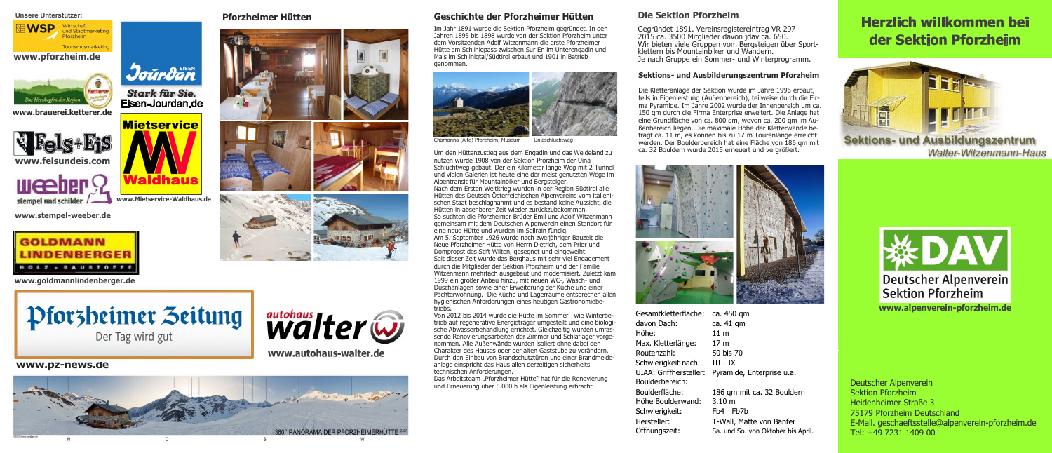**Unsere Unterstützer:**

WSP Wirtschaft und Stadtmarketing Pforzheim
Tourismusmarketing

**www.pforzheim.de**

Das Herzstück der Region. Ketterer

**www.brauerei.ketterer.de**

Jourdan EISEN
*Stark für Sie.*
Eisen-Jourdan.de

Fels+Eis
**www.felsundeis.com**

weeber stempel und schilder
**www.stempel-weeber.de**

Mietservice Waldhaus
**www.Mietservice-Waldhaus.de**

GOLDMANN LINDENBERGER
HOLZ · BAUSTOFFE

**www.goldmannlindenberger.de**

Pforzheimer Zeitung
Der Tag wird gut

**www.pz-news.de**

autohaus walter
**www.autohaus-walter.de**

360° PANORAMA DER PFORZHEIMERHÜTTE

N O S W

## Pforzheimer Hütten

## Geschichte der Pforzheimer Hütten

Im Jahr 1891 wurde die Sektion Pforzheim gegründet. In den Jahren 1895 bis 1898 wurde von der Sektion Pforzheim unter dem Vorsitzenden Adolf Witzenmann die erste Pforzheimer Hütte am Schlinigpass zwischen Sur En im Unterengadin und Mals im Schlinigtal/Südtirol erbaut und 1901 in Betrieb genommen.

Chamonna (Alte) Pforzheim, Museum Uinaschluchtweg

Um den Hüttenzustieg aus dem Engadin und das Weideland zu nutzen wurde 1908 von der Sektion Pforzheim der Uina Schluchtweg gebaut. Der ein Kilometer lange Weg mit 2 Tunnel und vielen Galerien ist heute eine der meist genutzten Wege im Alpentransit für Mountainbiker und Bergsteiger.

Nach dem Ersten Weltkrieg wurden in der Region Südtirol alle Hütten des Deutsch-Österreichischen Alpenvereins vom italienischen Staat beschlagnahmt und es bestand keine Aussicht, die Hütten in absehbarer Zeit wieder zurückzubekommen.

So suchten die Pforzheimer Brüder Emil und Adolf Witzenmann gemeinsam mit dem Deutschen Alpenverein einen Standort für eine neue Hütte und wurden im Sellrain fündig.

Am 5. September 1926 wurde nach zweijähriger Bauzeit die Neue Pforzheimer Hütte von Herrn Dietrich, dem Prior und Dompropst des Stift Wilten, gesegnet und eingeweiht.

Seit dieser Zeit wurde das Berghaus mit sehr viel Engagement durch die Mitglieder der Sektion Pforzheim und der Familie Witzenmann mehrfach ausgebaut und modernisiert. Zuletzt kam 1999 ein großer Anbau hinzu, mit neuen WC-, Wasch- und Duschanlagen sowie einer Erweiterung der Küche und einer Pächterwohnung. Die Küche und Lagerräume entsprechen allen hygienischen Anforderungen eines heutigen Gastronomiebetriebs.

Von 2012 bis 2014 wurde die Hütte im Sommer- wie Winterbetrieb auf regenerative Energieträger umgestellt und eine biologische Abwasserbehandlung errichtet. Gleichzeitig wurden umfassende Renovierungsarbeiten der Zimmer und Schlaflager vorgenommen. Alle Außenwände wurden isoliert ohne dabei den Charakter des Hauses oder der alten Gaststube zu verändern. Durch den Einbau von Brandschutztüren und einer Brandmeldeanlage einspricht das Haus allen derzeitigen sicherheitstechnischen Anforderungen.

Das Arbeitsteam „Pforzheimer Hütte" hat für die Renovierung und Erneuerung über 5.000 h als Eigenleistung erbracht.

## Die Sektion Pforzheim

Gegründet 1891. Vereinsregistereintrag VR 297
2015 ca. 3500 Mitglieder davon jdav ca. 650.
Wir bieten viele Gruppen vom Bergsteigen über Sportklettern bis Mountainbiker und Wandern.
Je nach Gruppe ein Sommer- und Winterprogramm.

### Sektions- und Ausbilderungszentrum Pforzheim

Die Kletteranlage der Sektion wurde im Jahre 1996 erbaut, teils in Eigenleistung (Außenbereich), teilweise durch die Firma Pyramide. Im Jahre 2002 wurde der Innenbereich um ca. 150 qm durch die Firma Enterprise erweitert. Die Anlage hat eine Grundfläche von ca. 800 qm, wovon ca. 200 qm im Außenbereich liegen. Die maximale Höhe der Kletterwände beträgt ca. 11 m, es können bis zu 17 m Tourenlänge erreicht werden. Der Boulderbereich hat eine Fläche von 186 qm mit ca. 32 Bouldern wurde 2015 erneuert und vergrößert.

| | |
|---|---|
| Gesamtkletterfläche: | ca. 450 qm |
| davon Dach: | ca. 41 qm |
| Höhe: | 11 m |
| Max. Kletterlänge: | 17 m |
| Routenzahl: | 50 bis 70 |
| Schwierigkeit nach | III - IX |
| UIAA: Griffhersteller: | Pyramide, Enterprise u.a. |
| Boulderbereich: | |
| Boulderfläche: | 186 qm mit ca. 32 Bouldern |
| Höhe Boulderwand: | 3,10 m |
| Schwierigkeit: | Fb4 Fb7b |
| Hersteller: | T-Wall, Matte von Bänfer |
| Öffnungszeit: | Sa. und So. von Oktober bis April. |

# Herzlich willkommen bei der Sektion Pforzheim

**Sektions- und Ausbildungszentrum**
*Walter-Witzenmann-Haus*

DAV
Deutscher Alpenverein
Sektion Pforzheim

**www.alpenverein-pforzheim.de**

Deutscher Alpenverein
Sektion Pforzheim
Heidenheimer Straße 3
75179 Pforzheim Deutschland
E-Mail. geschaeftsstelle@alpenverein-pforzheim.de
Tel: +49 7231 1409 00